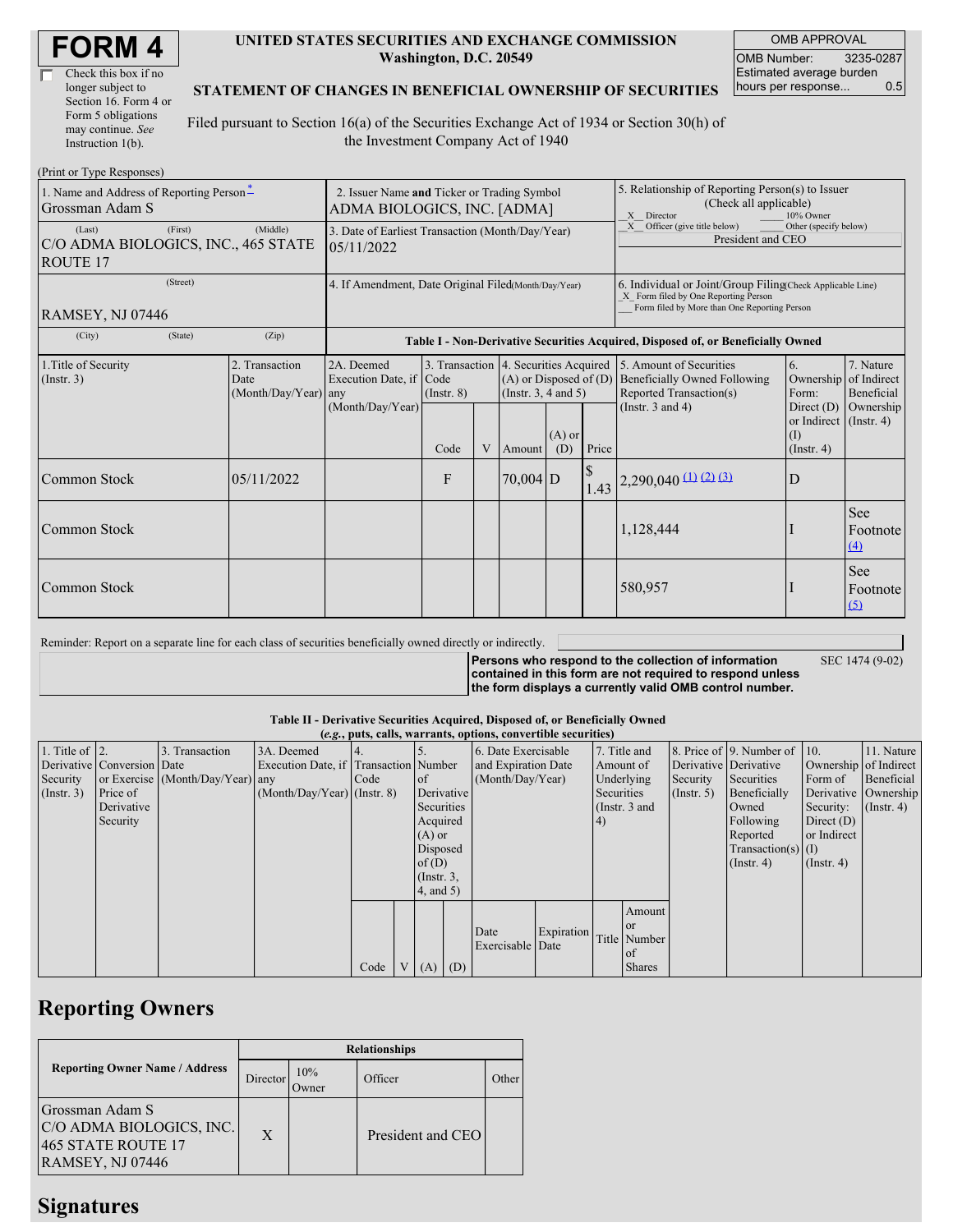# FORM 4

☐ Check this box if no longer subject to Section 16. Form 4 or Form 5 obligations may continue. *See* Instruction 1(b).

**UNITED STATES SECURITIES AND EXCHANGE COMMISSION**
**Washington, D.C. 20549**

**STATEMENT OF CHANGES IN BENEFICIAL OWNERSHIP OF SECURITIES**

Filed pursuant to Section 16(a) of the Securities Exchange Act of 1934 or Section 30(h) of the Investment Company Act of 1940

| OMB APPROVAL | |
|---|---|
| OMB Number: | 3235-0287 |
| Estimated average burden hours per response... | 0.5 |

(Print or Type Responses)

| 1. Name and Address of Reporting Person * | 2. Issuer Name and Ticker or Trading Symbol | 5. Relationship of Reporting Person(s) to Issuer (Check all applicable) |
|---|---|---|
| Grossman Adam S | ADMA BIOLOGICS, INC. [ADMA] | _X_ Director ___ 10% Owner _X_ Officer (give title below) ___ Other (specify below) President and CEO |
| (Last) (First) (Middle) C/O ADMA BIOLOGICS, INC., 465 STATE ROUTE 17 | 3. Date of Earliest Transaction (Month/Day/Year) 05/11/2022 | |
| (Street) RAMSEY, NJ 07446 | 4. If Amendment, Date Original Filed (Month/Day/Year) | 6. Individual or Joint/Group Filing (Check Applicable Line) _X_ Form filed by One Reporting Person ___ Form filed by More than One Reporting Person |
| (City) (State) (Zip) | | |

**Table I - Non-Derivative Securities Acquired, Disposed of, or Beneficially Owned**

| 1.Title of Security (Instr. 3) | 2. Transaction Date (Month/Day/Year) | 2A. Deemed Execution Date, if any (Month/Day/Year) | 3. Transaction Code (Instr. 8) | | 4. Securities Acquired (A) or Disposed of (D) (Instr. 3, 4 and 5) | | | 5. Amount of Securities Beneficially Owned Following Reported Transaction(s) (Instr. 3 and 4) | 6. Ownership Form: Direct (D) or Indirect (I) (Instr. 4) | 7. Nature of Indirect Beneficial Ownership (Instr. 4) |
|---|---|---|---|---|---|---|---|---|---|---|
| | | | Code | V | Amount | (A) or (D) | Price | | | |
| Common Stock | 05/11/2022 | | F | | 70,004 | D | $ 1.43 | 2,290,040 (1) (2) (3) | D | |
| Common Stock | | | | | | | | 1,128,444 | I | See Footnote (4) |
| Common Stock | | | | | | | | 580,957 | I | See Footnote (5) |

Reminder: Report on a separate line for each class of securities beneficially owned directly or indirectly.

**Persons who respond to the collection of information contained in this form are not required to respond unless the form displays a currently valid OMB control number.** SEC 1474 (9-02)

**Table II - Derivative Securities Acquired, Disposed of, or Beneficially Owned**
**(*e.g.*, puts, calls, warrants, options, convertible securities)**

| 1. Title of Derivative Security (Instr. 3) | 2. Conversion or Exercise Price of Derivative Security | 3. Transaction Date (Month/Day/Year) | 3A. Deemed Execution Date, if any (Month/Day/Year) | 4. Transaction Code (Instr. 8) | | 5. Number of Derivative Securities Acquired (A) or Disposed of (D) (Instr. 3, 4, and 5) | | 6. Date Exercisable and Expiration Date (Month/Day/Year) | | 7. Title and Amount of Underlying Securities (Instr. 3 and 4) | | 8. Price of Derivative Security (Instr. 5) | 9. Number of Derivative Securities Beneficially Owned Following Reported Transaction(s) (Instr. 4) | 10. Ownership Form of Derivative Security: Direct (D) or Indirect (I) (Instr. 4) | 11. Nature of Indirect Beneficial Ownership (Instr. 4) |
|---|---|---|---|---|---|---|---|---|---|---|---|---|---|---|---|
| | | | | Code | V | (A) | (D) | Date Exercisable | Expiration Date | Title | Amount or Number of Shares | | | | |

## Reporting Owners

| Reporting Owner Name / Address | Relationships | | | |
|---|---|---|---|---|
| | Director | 10% Owner | Officer | Other |
| Grossman Adam S C/O ADMA BIOLOGICS, INC. 465 STATE ROUTE 17 RAMSEY, NJ 07446 | X | | President and CEO | |

## Signatures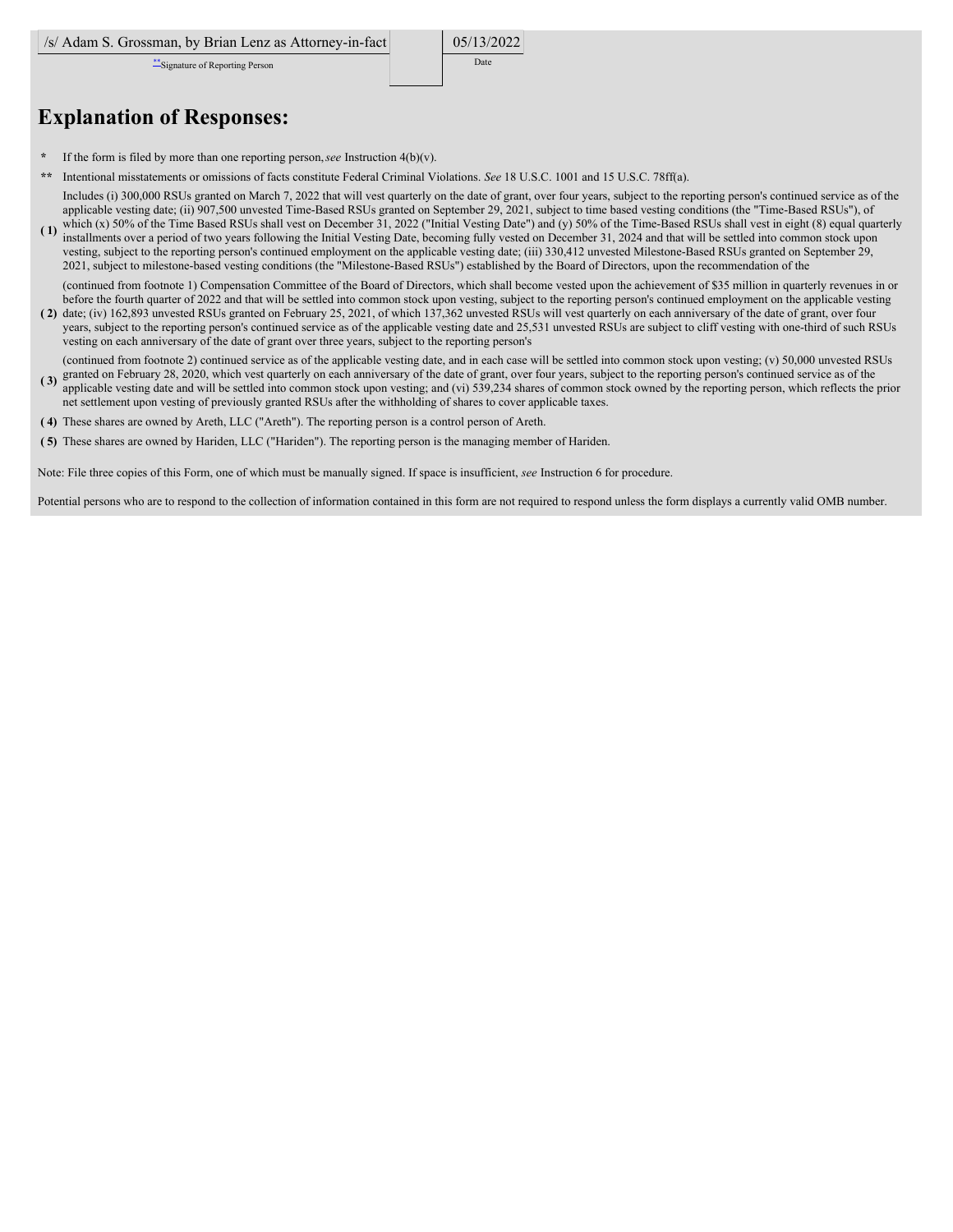| /s/ Adam S. Grossman, by Brian Lenz as Attorney-in-fact | | 05/13/2022 |
| --- | --- | --- |
| ** Signature of Reporting Person | | Date |

# Explanation of Responses:

- \* If the form is filed by more than one reporting person, *see* Instruction 4(b)(v).
- \*\* Intentional misstatements or omissions of facts constitute Federal Criminal Violations. *See* 18 U.S.C. 1001 and 15 U.S.C. 78ff(a).

**( 1)** Includes (i) 300,000 RSUs granted on March 7, 2022 that will vest quarterly on the date of grant, over four years, subject to the reporting person's continued service as of the applicable vesting date; (ii) 907,500 unvested Time-Based RSUs granted on September 29, 2021, subject to time based vesting conditions (the "Time-Based RSUs"), of which (x) 50% of the Time Based RSUs shall vest on December 31, 2022 ("Initial Vesting Date") and (y) 50% of the Time-Based RSUs shall vest in eight (8) equal quarterly installments over a period of two years following the Initial Vesting Date, becoming fully vested on December 31, 2024 and that will be settled into common stock upon vesting, subject to the reporting person's continued employment on the applicable vesting date; (iii) 330,412 unvested Milestone-Based RSUs granted on September 29, 2021, subject to milestone-based vesting conditions (the "Milestone-Based RSUs") established by the Board of Directors, upon the recommendation of the

**( 2)** (continued from footnote 1) Compensation Committee of the Board of Directors, which shall become vested upon the achievement of $35 million in quarterly revenues in or before the fourth quarter of 2022 and that will be settled into common stock upon vesting, subject to the reporting person's continued employment on the applicable vesting date; (iv) 162,893 unvested RSUs granted on February 25, 2021, of which 137,362 unvested RSUs will vest quarterly on each anniversary of the date of grant, over four years, subject to the reporting person's continued service as of the applicable vesting date and 25,531 unvested RSUs are subject to cliff vesting with one-third of such RSUs vesting on each anniversary of the date of grant over three years, subject to the reporting person's

**( 3)** (continued from footnote 2) continued service as of the applicable vesting date, and in each case will be settled into common stock upon vesting; (v) 50,000 unvested RSUs granted on February 28, 2020, which vest quarterly on each anniversary of the date of grant, over four years, subject to the reporting person's continued service as of the applicable vesting date and will be settled into common stock upon vesting; and (vi) 539,234 shares of common stock owned by the reporting person, which reflects the prior net settlement upon vesting of previously granted RSUs after the withholding of shares to cover applicable taxes.

**( 4)** These shares are owned by Areth, LLC ("Areth"). The reporting person is a control person of Areth.

**( 5)** These shares are owned by Hariden, LLC ("Hariden"). The reporting person is the managing member of Hariden.

Note: File three copies of this Form, one of which must be manually signed. If space is insufficient, *see* Instruction 6 for procedure.

Potential persons who are to respond to the collection of information contained in this form are not required to respond unless the form displays a currently valid OMB number.